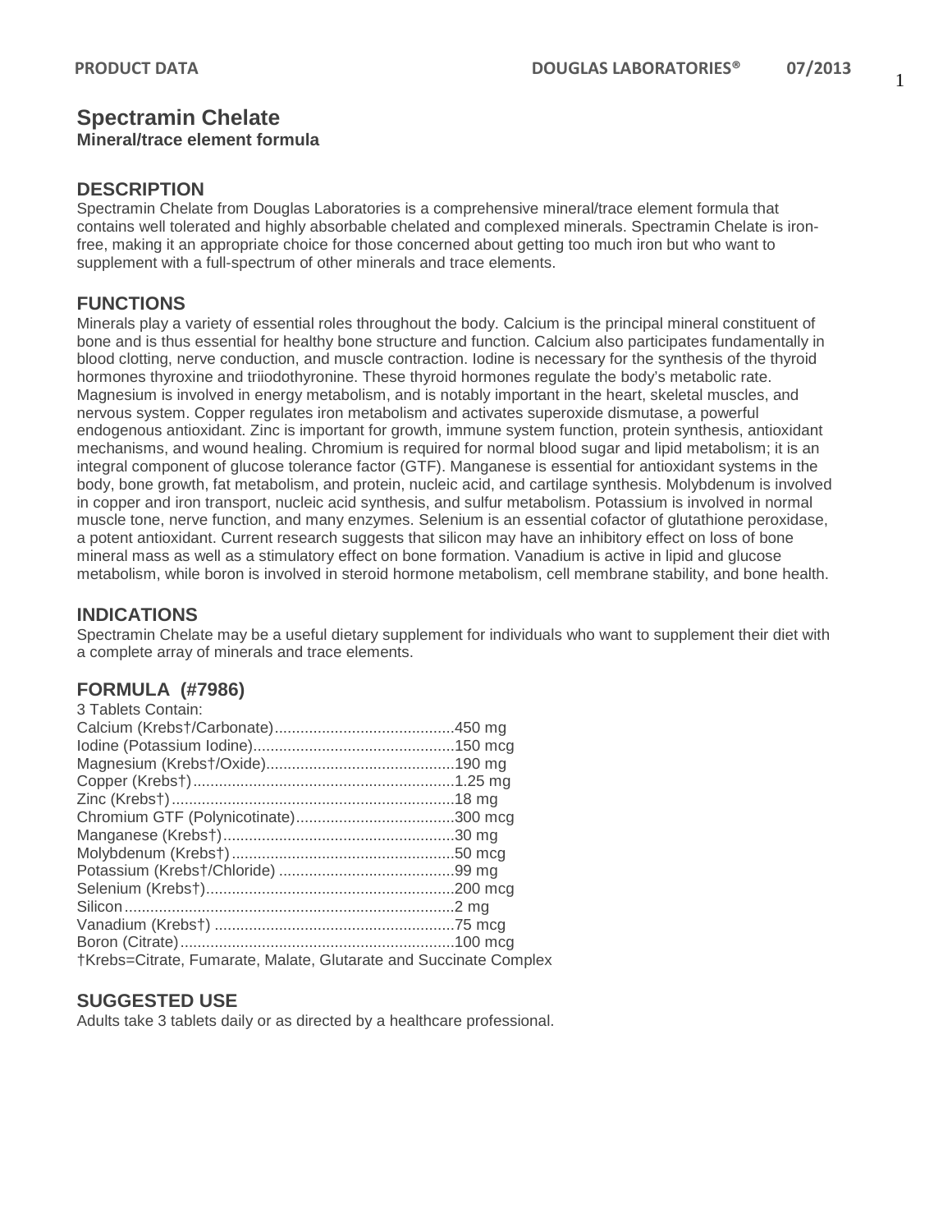# Spectramin Chelate

**Mineral/trace element formula**

## DESCRIPTION

Spectramin Chelate from Douglas Laboratories is a comprehensive mineral/trace element formula that contains well tolerated and highly absorbable chelated and complexed minerals. Spectramin Chelate is iron-free, making it an appropriate choice for those concerned about getting too much iron but who want to supplement with a full-spectrum of other minerals and trace elements.

## FUNCTIONS

Minerals play a variety of essential roles throughout the body. Calcium is the principal mineral constituent of bone and is thus essential for healthy bone structure and function. Calcium also participates fundamentally in blood clotting, nerve conduction, and muscle contraction. Iodine is necessary for the synthesis of the thyroid hormones thyroxine and triiodothyronine. These thyroid hormones regulate the body's metabolic rate. Magnesium is involved in energy metabolism, and is notably important in the heart, skeletal muscles, and nervous system. Copper regulates iron metabolism and activates superoxide dismutase, a powerful endogenous antioxidant. Zinc is important for growth, immune system function, protein synthesis, antioxidant mechanisms, and wound healing. Chromium is required for normal blood sugar and lipid metabolism; it is an integral component of glucose tolerance factor (GTF). Manganese is essential for antioxidant systems in the body, bone growth, fat metabolism, and protein, nucleic acid, and cartilage synthesis. Molybdenum is involved in copper and iron transport, nucleic acid synthesis, and sulfur metabolism. Potassium is involved in normal muscle tone, nerve function, and many enzymes. Selenium is an essential cofactor of glutathione peroxidase, a potent antioxidant. Current research suggests that silicon may have an inhibitory effect on loss of bone mineral mass as well as a stimulatory effect on bone formation. Vanadium is active in lipid and glucose metabolism, while boron is involved in steroid hormone metabolism, cell membrane stability, and bone health.

## INDICATIONS

Spectramin Chelate may be a useful dietary supplement for individuals who want to supplement their diet with a complete array of minerals and trace elements.

## FORMULA (#7986)

3 Tablets Contain:

| Ingredient | Amount |
|---|---|
| Calcium (Krebs†/Carbonate) | 450 mg |
| Iodine (Potassium Iodine) | 150 mcg |
| Magnesium (Krebs†/Oxide) | 190 mg |
| Copper (Krebs†) | 1.25 mg |
| Zinc (Krebs†) | 18 mg |
| Chromium GTF (Polynicotinate) | 300 mcg |
| Manganese (Krebs†) | 30 mg |
| Molybdenum (Krebs†) | 50 mcg |
| Potassium (Krebs†/Chloride) | 99 mg |
| Selenium (Krebs†) | 200 mcg |
| Silicon | 2 mg |
| Vanadium (Krebs†) | 75 mcg |
| Boron (Citrate) | 100 mcg |

†Krebs=Citrate, Fumarate, Malate, Glutarate and Succinate Complex

## SUGGESTED USE

Adults take 3 tablets daily or as directed by a healthcare professional.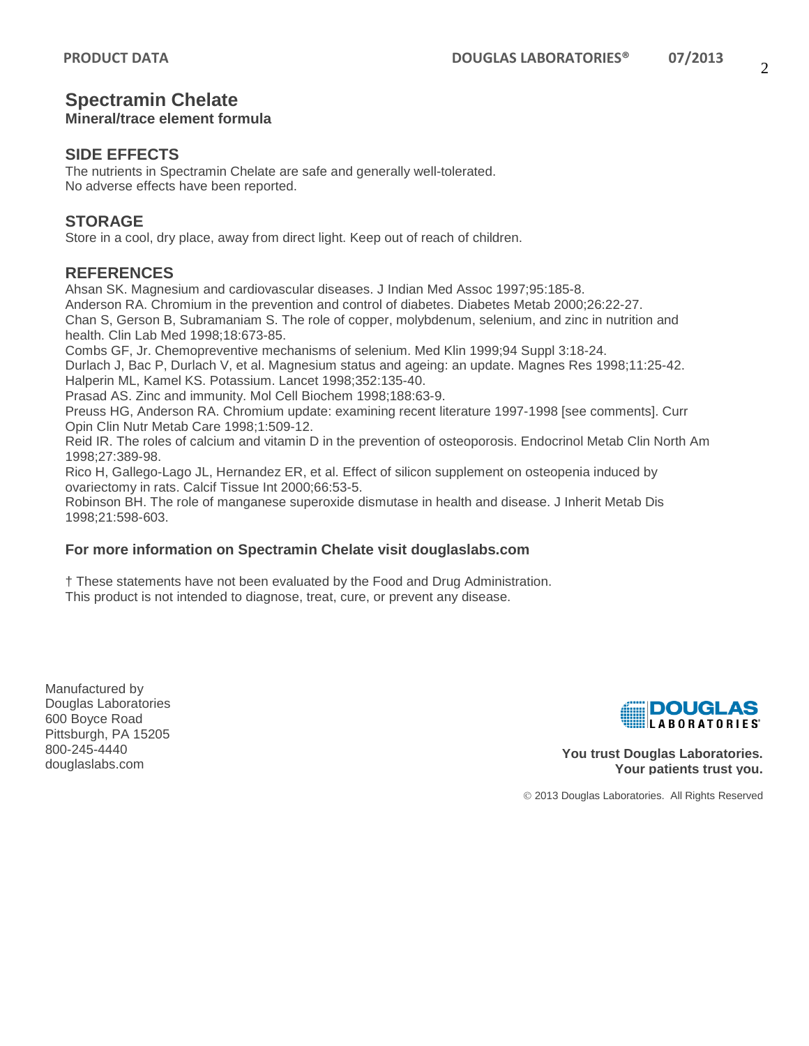# Spectramin Chelate

**Mineral/trace element formula**

## SIDE EFFECTS

The nutrients in Spectramin Chelate are safe and generally well-tolerated.
No adverse effects have been reported.

## STORAGE

Store in a cool, dry place, away from direct light. Keep out of reach of children.

## REFERENCES

Ahsan SK. Magnesium and cardiovascular diseases. J Indian Med Assoc 1997;95:185-8.
Anderson RA. Chromium in the prevention and control of diabetes. Diabetes Metab 2000;26:22-27.
Chan S, Gerson B, Subramaniam S. The role of copper, molybdenum, selenium, and zinc in nutrition and health. Clin Lab Med 1998;18:673-85.
Combs GF, Jr. Chemopreventive mechanisms of selenium. Med Klin 1999;94 Suppl 3:18-24.
Durlach J, Bac P, Durlach V, et al. Magnesium status and ageing: an update. Magnes Res 1998;11:25-42.
Halperin ML, Kamel KS. Potassium. Lancet 1998;352:135-40.
Prasad AS. Zinc and immunity. Mol Cell Biochem 1998;188:63-9.
Preuss HG, Anderson RA. Chromium update: examining recent literature 1997-1998 [see comments]. Curr Opin Clin Nutr Metab Care 1998;1:509-12.
Reid IR. The roles of calcium and vitamin D in the prevention of osteoporosis. Endocrinol Metab Clin North Am 1998;27:389-98.
Rico H, Gallego-Lago JL, Hernandez ER, et al. Effect of silicon supplement on osteopenia induced by ovariectomy in rats. Calcif Tissue Int 2000;66:53-5.
Robinson BH. The role of manganese superoxide dismutase in health and disease. J Inherit Metab Dis 1998;21:598-603.

**For more information on Spectramin Chelate visit douglaslabs.com**

† These statements have not been evaluated by the Food and Drug Administration.
This product is not intended to diagnose, treat, cure, or prevent any disease.

Manufactured by
Douglas Laboratories
600 Boyce Road
Pittsburgh, PA 15205
800-245-4440
douglaslabs.com

DOUGLAS LABORATORIES®

**You trust Douglas Laboratories.
Your patients trust you.**

© 2013 Douglas Laboratories. All Rights Reserved